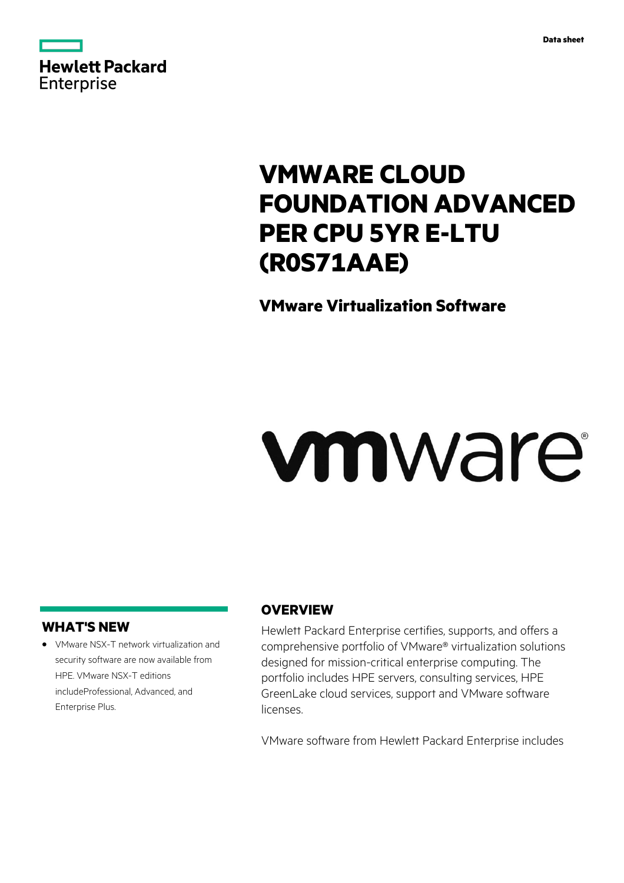Hewlett Packard Enterprise

Data sheet

# VMWARE CLOUD FOUNDATION ADVANCED PER CPU 5YR E-LTU (R0S71AAE)

## VMware Virtualization Software

vmware®

## WHAT'S NEW

- VMware NSX-T network virtualization and security software are now available from HPE. VMware NSX-T editions includeProfessional, Advanced, and Enterprise Plus.

## OVERVIEW

Hewlett Packard Enterprise certifies, supports, and offers a comprehensive portfolio of VMware® virtualization solutions designed for mission-critical enterprise computing. The portfolio includes HPE servers, consulting services, HPE GreenLake cloud services, support and VMware software licenses.

VMware software from Hewlett Packard Enterprise includes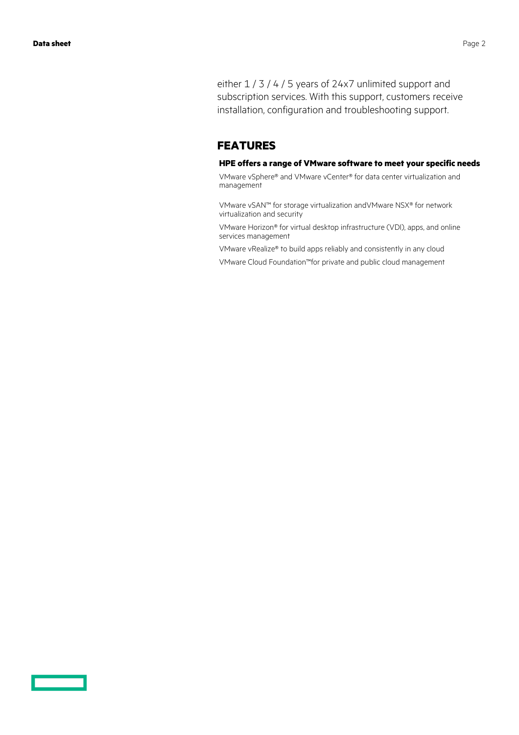either 1 / 3 / 4 / 5 years of 24x7 unlimited support and subscription services. With this support, customers receive installation, configuration and troubleshooting support.

## FEATURES

### HPE offers a range of VMware software to meet your specific needs

VMware vSphere® and VMware vCenter® for data center virtualization and management

VMware vSAN™ for storage virtualization andVMware NSX® for network virtualization and security

VMware Horizon® for virtual desktop infrastructure (VDI), apps, and online services management

VMware vRealize® to build apps reliably and consistently in any cloud

VMware Cloud Foundation™for private and public cloud management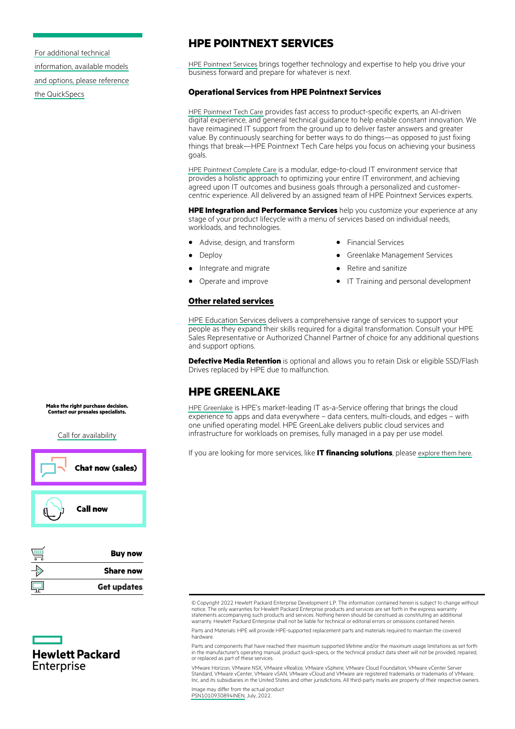For additional technical information, available models and options, please reference the QuickSpecs

## HPE POINTNEXT SERVICES

HPE Pointnext Services brings together technology and expertise to help you drive your business forward and prepare for whatever is next.

### Operational Services from HPE Pointnext Services

HPE Pointnext Tech Care provides fast access to product-specific experts, an AI-driven digital experience, and general technical guidance to help enable constant innovation. We have reimagined IT support from the ground up to deliver faster answers and greater value. By continuously searching for better ways to do things—as opposed to just fixing things that break—HPE Pointnext Tech Care helps you focus on achieving your business goals.

HPE Pointnext Complete Care is a modular, edge-to-cloud IT environment service that provides a holistic approach to optimizing your entire IT environment, and achieving agreed upon IT outcomes and business goals through a personalized and customer-centric experience. All delivered by an assigned team of HPE Pointnext Services experts.

**HPE Integration and Performance Services** help you customize your experience at any stage of your product lifecycle with a menu of services based on individual needs, workloads, and technologies.

- Advise, design, and transform
- Deploy
- Integrate and migrate
- Operate and improve
- Financial Services
- Greenlake Management Services
- Retire and sanitize
- IT Training and personal development

### Other related services

HPE Education Services delivers a comprehensive range of services to support your people as they expand their skills required for a digital transformation. Consult your HPE Sales Representative or Authorized Channel Partner of choice for any additional questions and support options.

**Defective Media Retention** is optional and allows you to retain Disk or eligible SSD/Flash Drives replaced by HPE due to malfunction.

## HPE GREENLAKE

HPE Greenlake is HPE's market-leading IT as-a-Service offering that brings the cloud experience to apps and data everywhere – data centers, multi-clouds, and edges – with one unified operating model. HPE GreenLake delivers public cloud services and infrastructure for workloads on premises, fully managed in a pay per use model.

If you are looking for more services, like **IT financing solutions**, please explore them here.

**Make the right purchase decision. Contact our presales specialists.**

Call for availability

Chat now (sales)

Call now

Buy now

Share now

Get updates

© Copyright 2022 Hewlett Packard Enterprise Development LP. The information contained herein is subject to change without notice. The only warranties for Hewlett Packard Enterprise products and services are set forth in the express warranty statements accompanying such products and services. Nothing herein should be construed as constituting an additional warranty. Hewlett Packard Enterprise shall not be liable for technical or editorial errors or omissions contained herein.

Parts and Materials: HPE will provide HPE-supported replacement parts and materials required to maintain the covered hardware.

Parts and components that have reached their maximum supported lifetime and/or the maximum usage limitations as set forth in the manufacturer's operating manual, product quick-specs, or the technical product data sheet will not be provided, repaired, or replaced as part of these services.

VMware Horizon, VMware NSX, VMware vRealize, VMware vSphere, VMware Cloud Foundation, VMware vCenter Server Standard, VMware vCenter, VMware vSAN, VMware vCloud and VMware are registered trademarks or trademarks of VMware, Inc. and its subsidiaries in the United States and other jurisdictions. All third-party marks are property of their respective owners.

Image may differ from the actual product

PSN1010930894INEN, July, 2022.

Hewlett Packard Enterprise